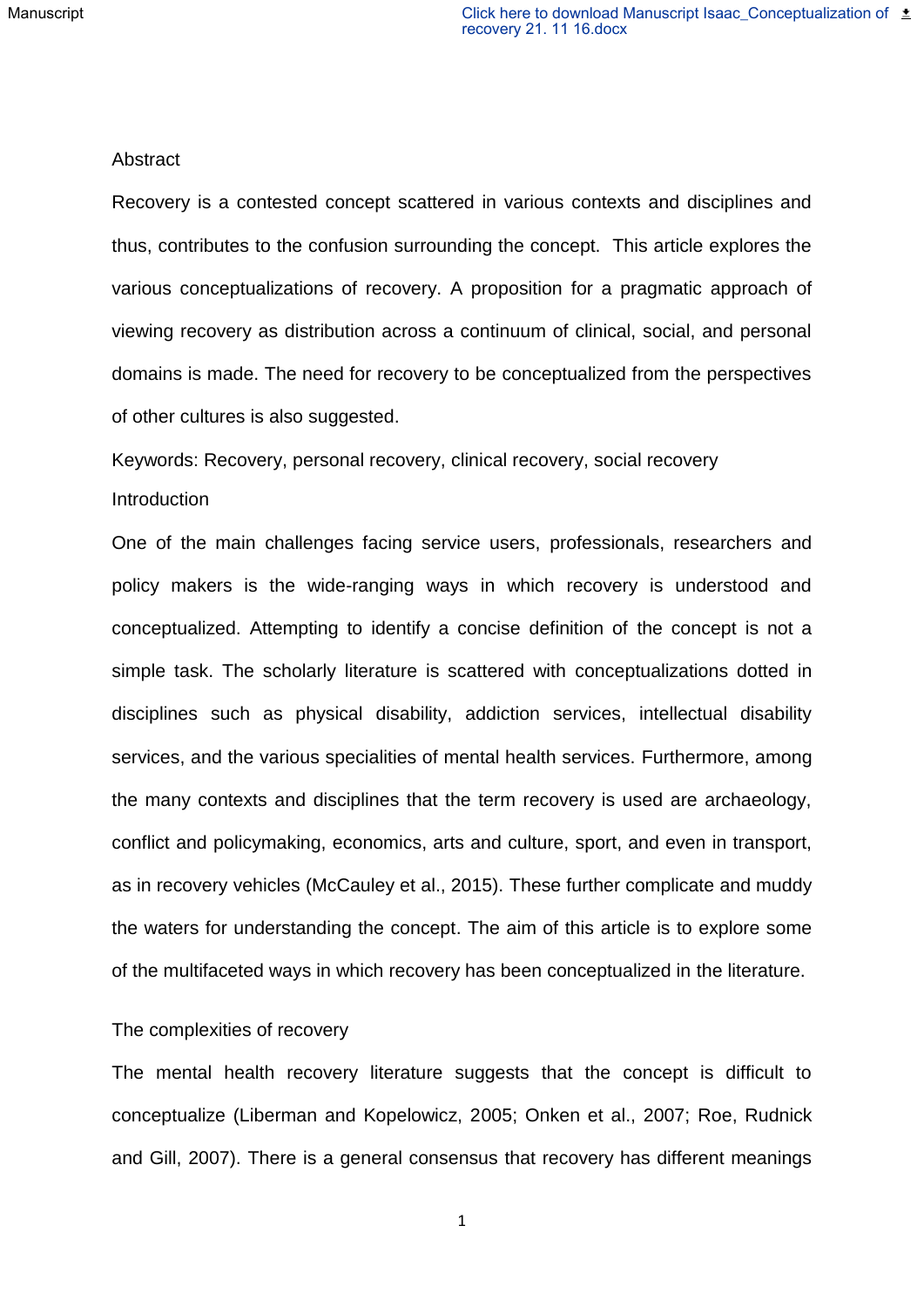## Abstract

Recovery is a contested concept scattered in various contexts and disciplines and thus, contributes to the confusion surrounding the concept. This article explores the various conceptualizations of recovery. A proposition for a pragmatic approach of viewing recovery as distribution across a continuum of clinical, social, and personal domains is made. The need for recovery to be conceptualized from the perspectives of other cultures is also suggested.

Keywords: Recovery, personal recovery, clinical recovery, social recovery

## Introduction

One of the main challenges facing service users, professionals, researchers and policy makers is the wide-ranging ways in which recovery is understood and conceptualized. Attempting to identify a concise definition of the concept is not a simple task. The scholarly literature is scattered with conceptualizations dotted in disciplines such as physical disability, addiction services, intellectual disability services, and the various specialities of mental health services. Furthermore, among the many contexts and disciplines that the term recovery is used are archaeology, conflict and policymaking, economics, arts and culture, sport, and even in transport, as in recovery vehicles (McCauley et al., 2015). These further complicate and muddy the waters for understanding the concept. The aim of this article is to explore some of the multifaceted ways in which recovery has been conceptualized in the literature.

## The complexities of recovery

The mental health recovery literature suggests that the concept is difficult to conceptualize (Liberman and Kopelowicz, 2005; Onken et al., 2007; Roe, Rudnick and Gill, 2007). There is a general consensus that recovery has different meanings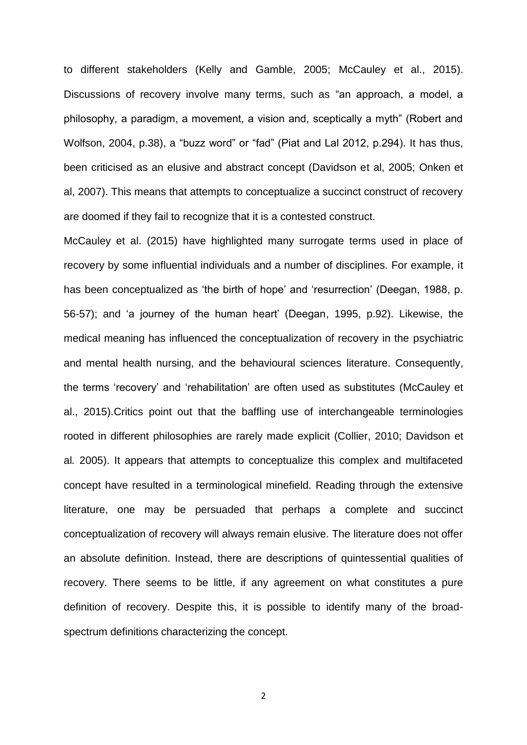to different stakeholders (Kelly and Gamble, 2005; McCauley et al., 2015). Discussions of recovery involve many terms, such as "an approach, a model, a philosophy, a paradigm, a movement, a vision and, sceptically a myth" (Robert and Wolfson, 2004, p.38), a "buzz word" or "fad" (Piat and Lal 2012, p.294). It has thus, been criticised as an elusive and abstract concept (Davidson et al, 2005; Onken et al, 2007). This means that attempts to conceptualize a succinct construct of recovery are doomed if they fail to recognize that it is a contested construct.

McCauley et al. (2015) have highlighted many surrogate terms used in place of recovery by some influential individuals and a number of disciplines. For example, it has been conceptualized as 'the birth of hope' and 'resurrection' (Deegan, 1988, p. 56-57); and 'a journey of the human heart' (Deegan, 1995, p.92). Likewise, the medical meaning has influenced the conceptualization of recovery in the psychiatric and mental health nursing, and the behavioural sciences literature. Consequently, the terms 'recovery' and 'rehabilitation' are often used as substitutes (McCauley et al., 2015).Critics point out that the baffling use of interchangeable terminologies rooted in different philosophies are rarely made explicit (Collier, 2010; Davidson et al*.* 2005). It appears that attempts to conceptualize this complex and multifaceted concept have resulted in a terminological minefield. Reading through the extensive literature, one may be persuaded that perhaps a complete and succinct conceptualization of recovery will always remain elusive. The literature does not offer an absolute definition. Instead, there are descriptions of quintessential qualities of recovery. There seems to be little, if any agreement on what constitutes a pure definition of recovery. Despite this, it is possible to identify many of the broad-spectrum definitions characterizing the concept.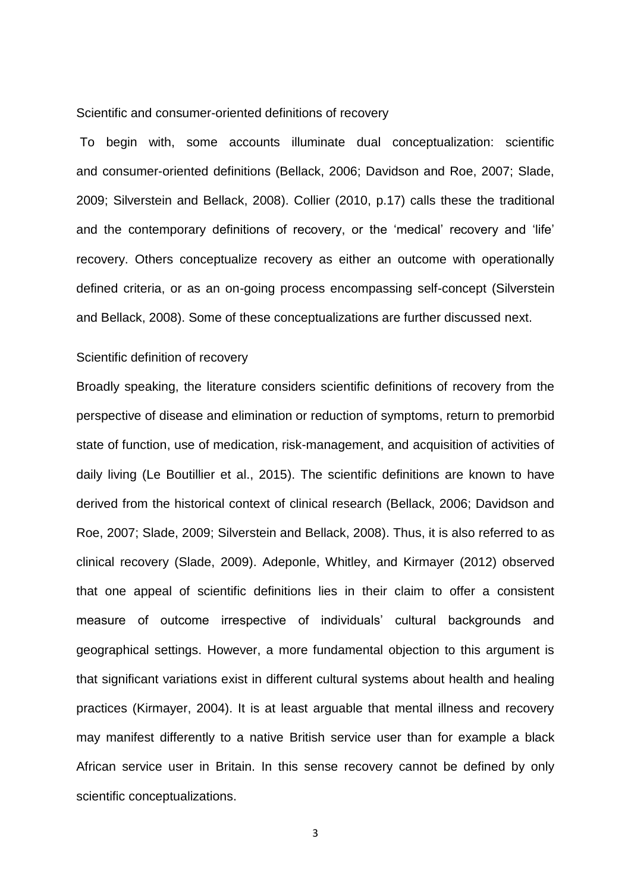## Scientific and consumer-oriented definitions of recovery

To begin with, some accounts illuminate dual conceptualization: scientific and consumer-oriented definitions (Bellack, 2006; Davidson and Roe, 2007; Slade, 2009; Silverstein and Bellack, 2008). Collier (2010, p.17) calls these the traditional and the contemporary definitions of recovery, or the 'medical' recovery and 'life' recovery. Others conceptualize recovery as either an outcome with operationally defined criteria, or as an on-going process encompassing self-concept (Silverstein and Bellack, 2008). Some of these conceptualizations are further discussed next.

### Scientific definition of recovery

Broadly speaking, the literature considers scientific definitions of recovery from the perspective of disease and elimination or reduction of symptoms, return to premorbid state of function, use of medication, risk-management, and acquisition of activities of daily living (Le Boutillier et al., 2015). The scientific definitions are known to have derived from the historical context of clinical research (Bellack, 2006; Davidson and Roe, 2007; Slade, 2009; Silverstein and Bellack, 2008). Thus, it is also referred to as clinical recovery (Slade, 2009). Adeponle, Whitley, and Kirmayer (2012) observed that one appeal of scientific definitions lies in their claim to offer a consistent measure of outcome irrespective of individuals' cultural backgrounds and geographical settings. However, a more fundamental objection to this argument is that significant variations exist in different cultural systems about health and healing practices (Kirmayer, 2004). It is at least arguable that mental illness and recovery may manifest differently to a native British service user than for example a black African service user in Britain. In this sense recovery cannot be defined by only scientific conceptualizations.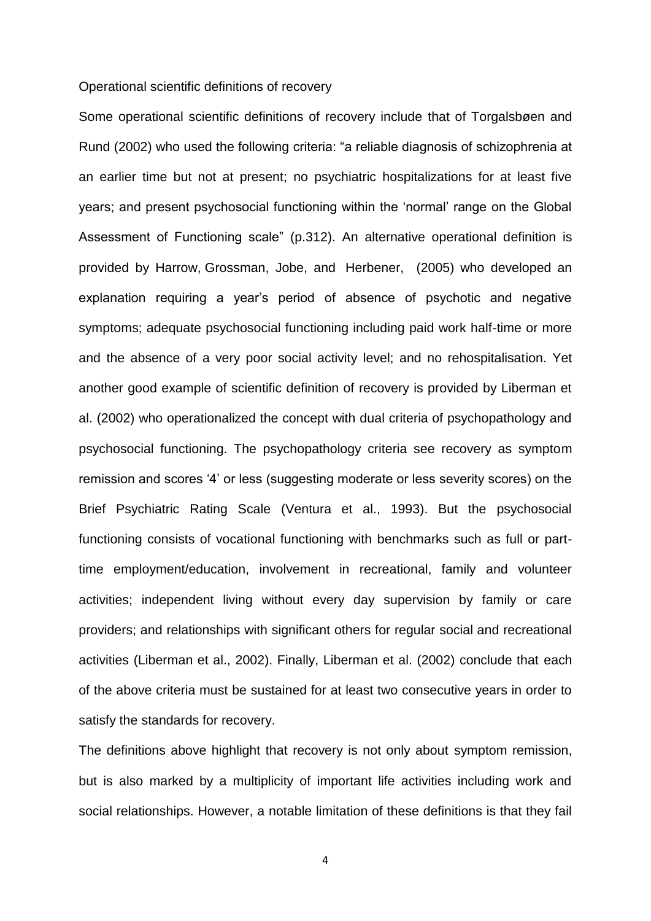Operational scientific definitions of recovery

Some operational scientific definitions of recovery include that of Torgalsbøen and Rund (2002) who used the following criteria: "a reliable diagnosis of schizophrenia at an earlier time but not at present; no psychiatric hospitalizations for at least five years; and present psychosocial functioning within the 'normal' range on the Global Assessment of Functioning scale" (p.312). An alternative operational definition is provided by Harrow, Grossman, Jobe, and Herbener, (2005) who developed an explanation requiring a year's period of absence of psychotic and negative symptoms; adequate psychosocial functioning including paid work half-time or more and the absence of a very poor social activity level; and no rehospitalisation. Yet another good example of scientific definition of recovery is provided by Liberman et al. (2002) who operationalized the concept with dual criteria of psychopathology and psychosocial functioning. The psychopathology criteria see recovery as symptom remission and scores '4' or less (suggesting moderate or less severity scores) on the Brief Psychiatric Rating Scale (Ventura et al., 1993). But the psychosocial functioning consists of vocational functioning with benchmarks such as full or part-time employment/education, involvement in recreational, family and volunteer activities; independent living without every day supervision by family or care providers; and relationships with significant others for regular social and recreational activities (Liberman et al., 2002). Finally, Liberman et al. (2002) conclude that each of the above criteria must be sustained for at least two consecutive years in order to satisfy the standards for recovery.

The definitions above highlight that recovery is not only about symptom remission, but is also marked by a multiplicity of important life activities including work and social relationships. However, a notable limitation of these definitions is that they fail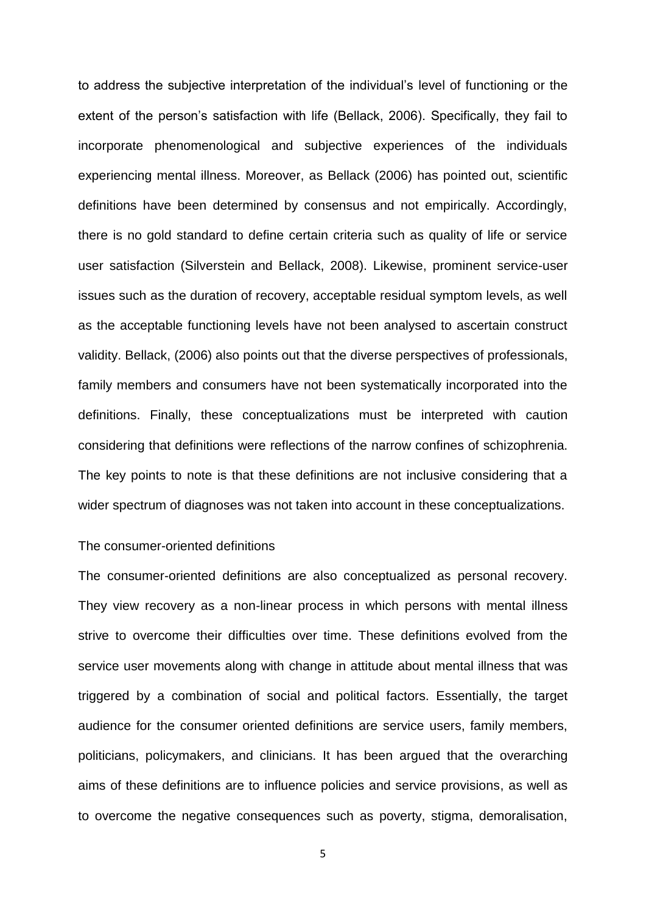to address the subjective interpretation of the individual's level of functioning or the extent of the person's satisfaction with life (Bellack, 2006). Specifically, they fail to incorporate phenomenological and subjective experiences of the individuals experiencing mental illness. Moreover, as Bellack (2006) has pointed out, scientific definitions have been determined by consensus and not empirically. Accordingly, there is no gold standard to define certain criteria such as quality of life or service user satisfaction (Silverstein and Bellack, 2008). Likewise, prominent service-user issues such as the duration of recovery, acceptable residual symptom levels, as well as the acceptable functioning levels have not been analysed to ascertain construct validity. Bellack, (2006) also points out that the diverse perspectives of professionals, family members and consumers have not been systematically incorporated into the definitions. Finally, these conceptualizations must be interpreted with caution considering that definitions were reflections of the narrow confines of schizophrenia. The key points to note is that these definitions are not inclusive considering that a wider spectrum of diagnoses was not taken into account in these conceptualizations.

### The consumer-oriented definitions

The consumer-oriented definitions are also conceptualized as personal recovery. They view recovery as a non-linear process in which persons with mental illness strive to overcome their difficulties over time. These definitions evolved from the service user movements along with change in attitude about mental illness that was triggered by a combination of social and political factors. Essentially, the target audience for the consumer oriented definitions are service users, family members, politicians, policymakers, and clinicians. It has been argued that the overarching aims of these definitions are to influence policies and service provisions, as well as to overcome the negative consequences such as poverty, stigma, demoralisation,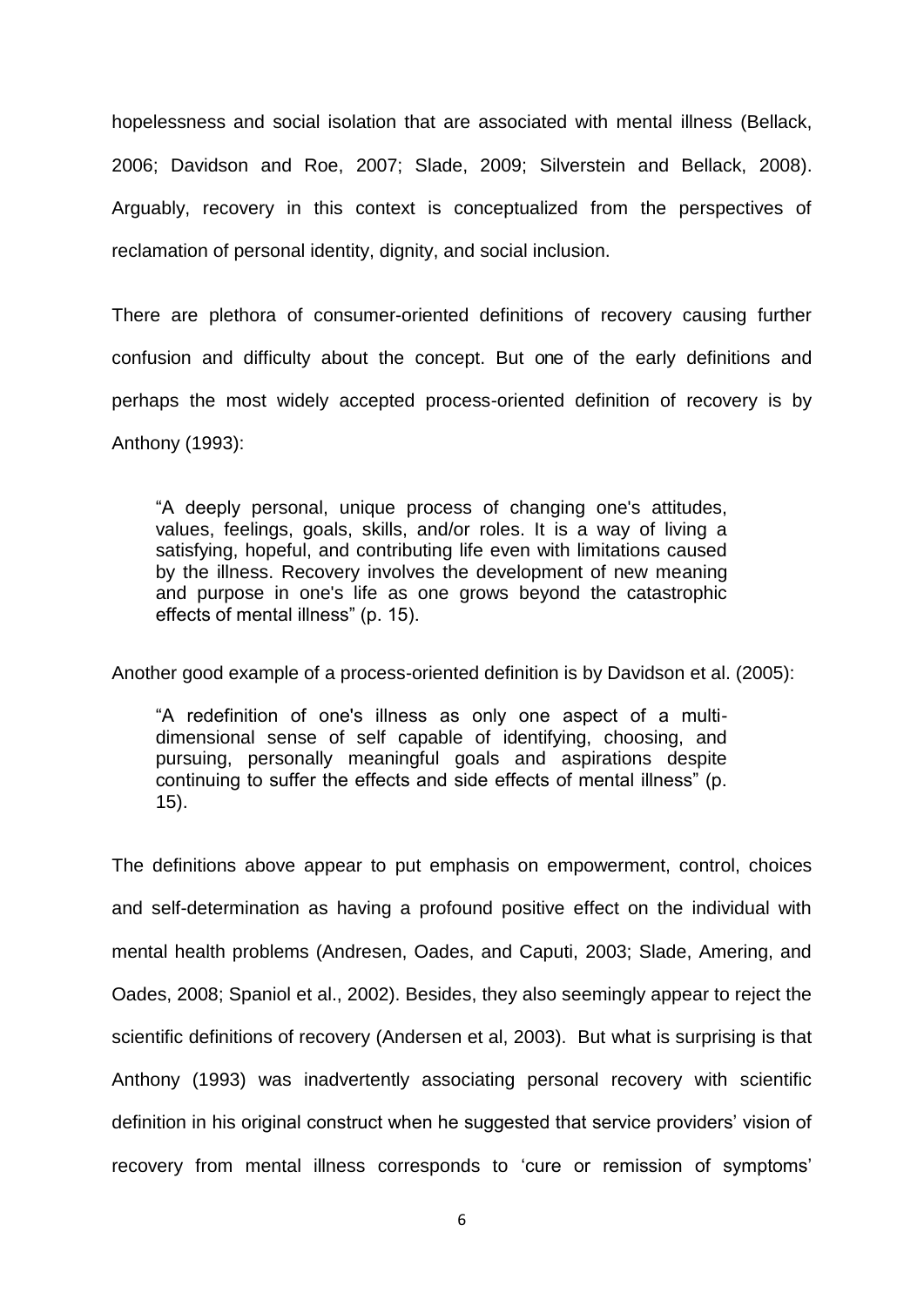hopelessness and social isolation that are associated with mental illness (Bellack, 2006; Davidson and Roe, 2007; Slade, 2009; Silverstein and Bellack, 2008). Arguably, recovery in this context is conceptualized from the perspectives of reclamation of personal identity, dignity, and social inclusion.

There are plethora of consumer-oriented definitions of recovery causing further confusion and difficulty about the concept. But one of the early definitions and perhaps the most widely accepted process-oriented definition of recovery is by Anthony (1993):

> "A deeply personal, unique process of changing one's attitudes, values, feelings, goals, skills, and/or roles. It is a way of living a satisfying, hopeful, and contributing life even with limitations caused by the illness. Recovery involves the development of new meaning and purpose in one's life as one grows beyond the catastrophic effects of mental illness" (p. 15).

Another good example of a process-oriented definition is by Davidson et al. (2005):

> "A redefinition of one's illness as only one aspect of a multi-dimensional sense of self capable of identifying, choosing, and pursuing, personally meaningful goals and aspirations despite continuing to suffer the effects and side effects of mental illness" (p. 15).

The definitions above appear to put emphasis on empowerment, control, choices and self-determination as having a profound positive effect on the individual with mental health problems (Andresen, Oades, and Caputi, 2003; Slade, Amering, and Oades, 2008; Spaniol et al., 2002). Besides, they also seemingly appear to reject the scientific definitions of recovery (Andersen et al, 2003). But what is surprising is that Anthony (1993) was inadvertently associating personal recovery with scientific definition in his original construct when he suggested that service providers' vision of recovery from mental illness corresponds to 'cure or remission of symptoms'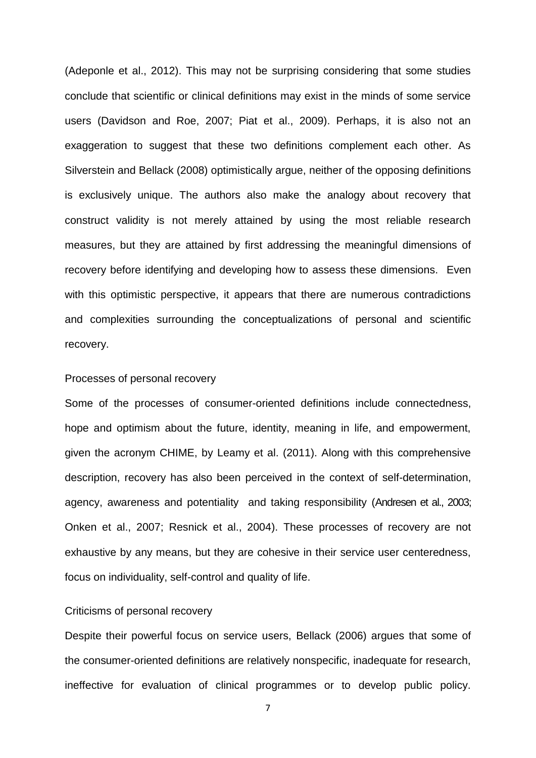(Adeponle et al., 2012). This may not be surprising considering that some studies conclude that scientific or clinical definitions may exist in the minds of some service users (Davidson and Roe, 2007; Piat et al., 2009). Perhaps, it is also not an exaggeration to suggest that these two definitions complement each other. As Silverstein and Bellack (2008) optimistically argue, neither of the opposing definitions is exclusively unique. The authors also make the analogy about recovery that construct validity is not merely attained by using the most reliable research measures, but they are attained by first addressing the meaningful dimensions of recovery before identifying and developing how to assess these dimensions. Even with this optimistic perspective, it appears that there are numerous contradictions and complexities surrounding the conceptualizations of personal and scientific recovery.

### Processes of personal recovery

Some of the processes of consumer-oriented definitions include connectedness, hope and optimism about the future, identity, meaning in life, and empowerment, given the acronym CHIME, by Leamy et al. (2011). Along with this comprehensive description, recovery has also been perceived in the context of self-determination, agency, awareness and potentiality and taking responsibility (Andresen et al., 2003; Onken et al., 2007; Resnick et al., 2004). These processes of recovery are not exhaustive by any means, but they are cohesive in their service user centeredness, focus on individuality, self-control and quality of life.

### Criticisms of personal recovery

Despite their powerful focus on service users, Bellack (2006) argues that some of the consumer-oriented definitions are relatively nonspecific, inadequate for research, ineffective for evaluation of clinical programmes or to develop public policy.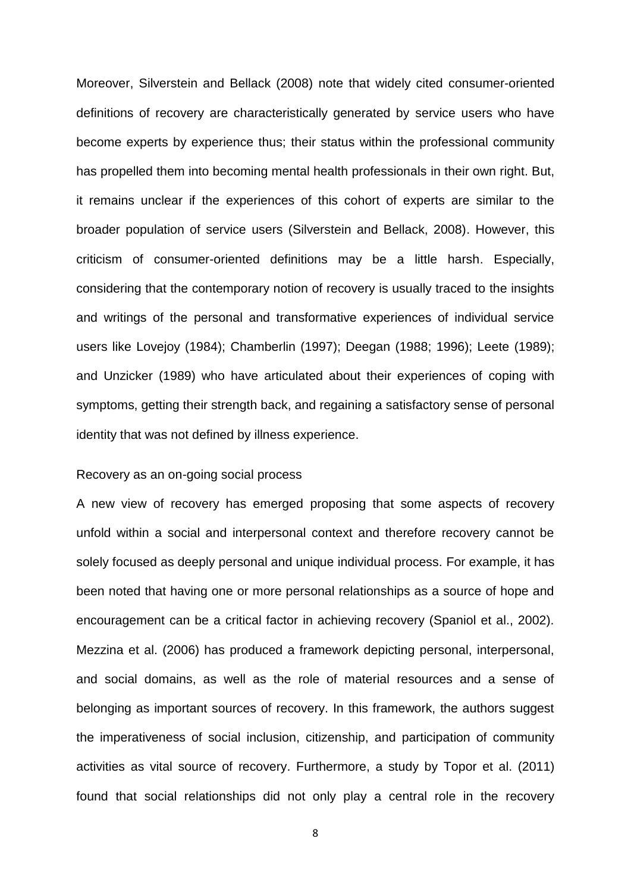Moreover, Silverstein and Bellack (2008) note that widely cited consumer-oriented definitions of recovery are characteristically generated by service users who have become experts by experience thus; their status within the professional community has propelled them into becoming mental health professionals in their own right. But, it remains unclear if the experiences of this cohort of experts are similar to the broader population of service users (Silverstein and Bellack, 2008). However, this criticism of consumer-oriented definitions may be a little harsh. Especially, considering that the contemporary notion of recovery is usually traced to the insights and writings of the personal and transformative experiences of individual service users like Lovejoy (1984); Chamberlin (1997); Deegan (1988; 1996); Leete (1989); and Unzicker (1989) who have articulated about their experiences of coping with symptoms, getting their strength back, and regaining a satisfactory sense of personal identity that was not defined by illness experience.

## Recovery as an on-going social process

A new view of recovery has emerged proposing that some aspects of recovery unfold within a social and interpersonal context and therefore recovery cannot be solely focused as deeply personal and unique individual process. For example, it has been noted that having one or more personal relationships as a source of hope and encouragement can be a critical factor in achieving recovery (Spaniol et al., 2002). Mezzina et al. (2006) has produced a framework depicting personal, interpersonal, and social domains, as well as the role of material resources and a sense of belonging as important sources of recovery. In this framework, the authors suggest the imperativeness of social inclusion, citizenship, and participation of community activities as vital source of recovery. Furthermore, a study by Topor et al. (2011) found that social relationships did not only play a central role in the recovery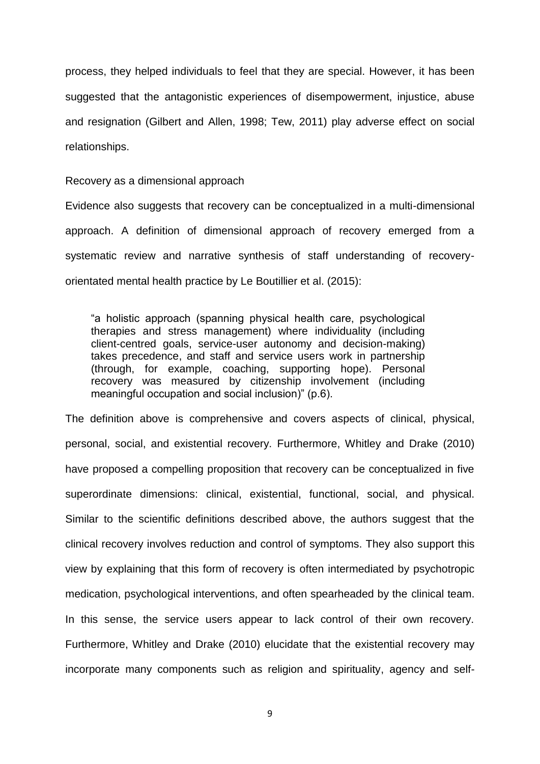process, they helped individuals to feel that they are special. However, it has been suggested that the antagonistic experiences of disempowerment, injustice, abuse and resignation (Gilbert and Allen, 1998; Tew, 2011) play adverse effect on social relationships.

## Recovery as a dimensional approach

Evidence also suggests that recovery can be conceptualized in a multi-dimensional approach. A definition of dimensional approach of recovery emerged from a systematic review and narrative synthesis of staff understanding of recovery-orientated mental health practice by Le Boutillier et al. (2015):

> "a holistic approach (spanning physical health care, psychological therapies and stress management) where individuality (including client-centred goals, service-user autonomy and decision-making) takes precedence, and staff and service users work in partnership (through, for example, coaching, supporting hope). Personal recovery was measured by citizenship involvement (including meaningful occupation and social inclusion)" (p.6).

The definition above is comprehensive and covers aspects of clinical, physical, personal, social, and existential recovery. Furthermore, Whitley and Drake (2010) have proposed a compelling proposition that recovery can be conceptualized in five superordinate dimensions: clinical, existential, functional, social, and physical. Similar to the scientific definitions described above, the authors suggest that the clinical recovery involves reduction and control of symptoms. They also support this view by explaining that this form of recovery is often intermediated by psychotropic medication, psychological interventions, and often spearheaded by the clinical team. In this sense, the service users appear to lack control of their own recovery. Furthermore, Whitley and Drake (2010) elucidate that the existential recovery may incorporate many components such as religion and spirituality, agency and self-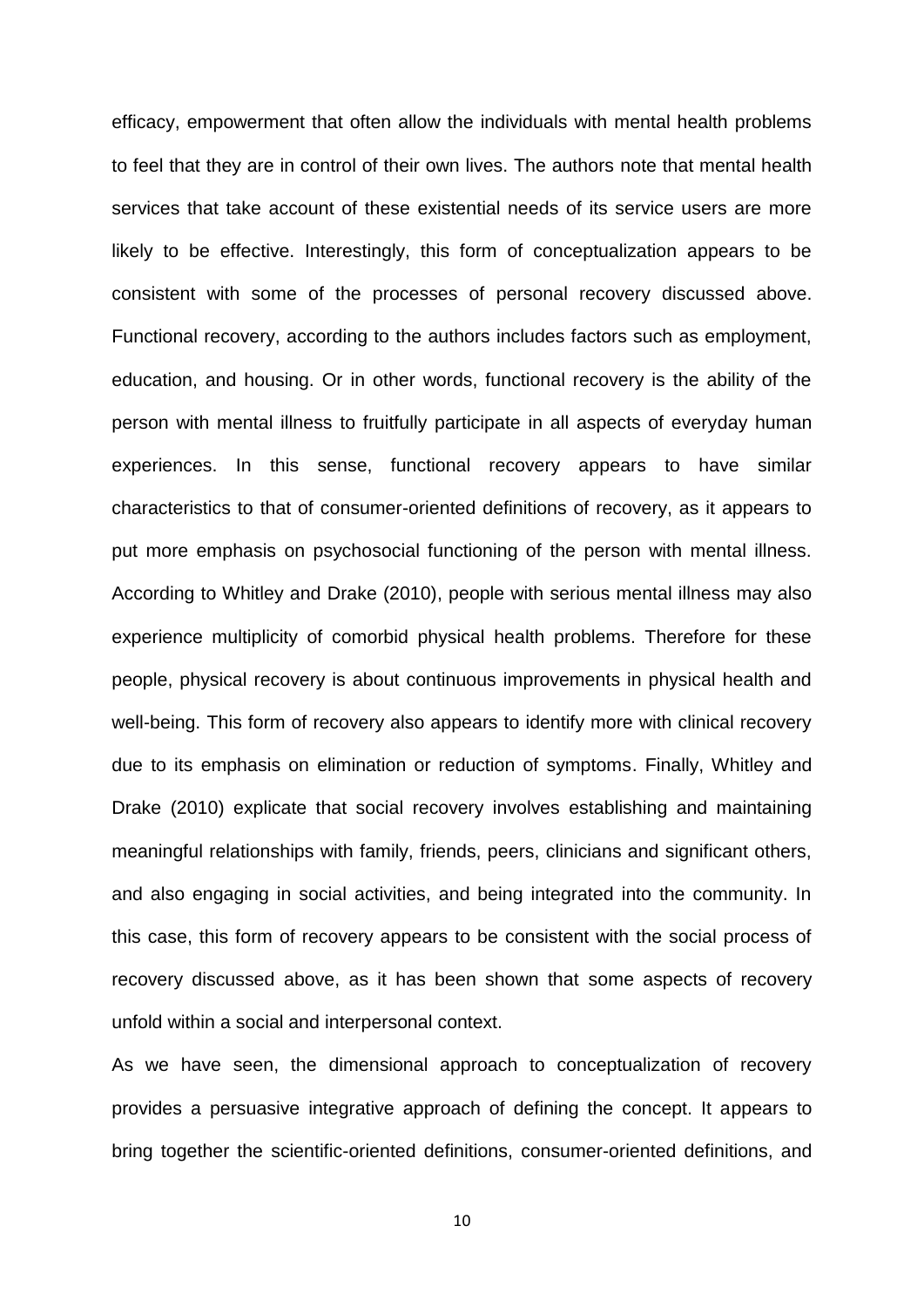efficacy, empowerment that often allow the individuals with mental health problems to feel that they are in control of their own lives. The authors note that mental health services that take account of these existential needs of its service users are more likely to be effective. Interestingly, this form of conceptualization appears to be consistent with some of the processes of personal recovery discussed above. Functional recovery, according to the authors includes factors such as employment, education, and housing. Or in other words, functional recovery is the ability of the person with mental illness to fruitfully participate in all aspects of everyday human experiences. In this sense, functional recovery appears to have similar characteristics to that of consumer-oriented definitions of recovery, as it appears to put more emphasis on psychosocial functioning of the person with mental illness. According to Whitley and Drake (2010), people with serious mental illness may also experience multiplicity of comorbid physical health problems. Therefore for these people, physical recovery is about continuous improvements in physical health and well-being. This form of recovery also appears to identify more with clinical recovery due to its emphasis on elimination or reduction of symptoms. Finally, Whitley and Drake (2010) explicate that social recovery involves establishing and maintaining meaningful relationships with family, friends, peers, clinicians and significant others, and also engaging in social activities, and being integrated into the community. In this case, this form of recovery appears to be consistent with the social process of recovery discussed above, as it has been shown that some aspects of recovery unfold within a social and interpersonal context.

As we have seen, the dimensional approach to conceptualization of recovery provides a persuasive integrative approach of defining the concept. It appears to bring together the scientific-oriented definitions, consumer-oriented definitions, and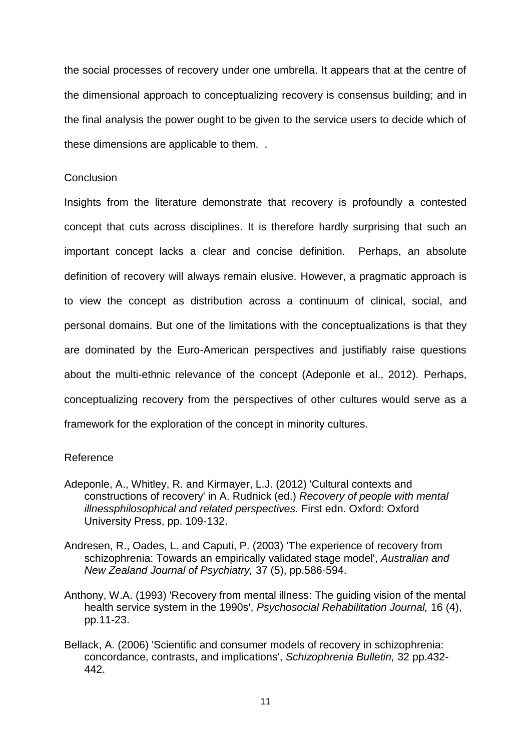the social processes of recovery under one umbrella. It appears that at the centre of the dimensional approach to conceptualizing recovery is consensus building; and in the final analysis the power ought to be given to the service users to decide which of these dimensions are applicable to them. .

## Conclusion

Insights from the literature demonstrate that recovery is profoundly a contested concept that cuts across disciplines. It is therefore hardly surprising that such an important concept lacks a clear and concise definition. Perhaps, an absolute definition of recovery will always remain elusive. However, a pragmatic approach is to view the concept as distribution across a continuum of clinical, social, and personal domains. But one of the limitations with the conceptualizations is that they are dominated by the Euro-American perspectives and justifiably raise questions about the multi-ethnic relevance of the concept (Adeponle et al., 2012). Perhaps, conceptualizing recovery from the perspectives of other cultures would serve as a framework for the exploration of the concept in minority cultures.

## Reference

Adeponle, A., Whitley, R. and Kirmayer, L.J. (2012) 'Cultural contexts and constructions of recovery' in A. Rudnick (ed.) *Recovery of people with mental illnessphilosophical and related perspectives.* First edn. Oxford: Oxford University Press, pp. 109-132.

Andresen, R., Oades, L. and Caputi, P. (2003) 'The experience of recovery from schizophrenia: Towards an empirically validated stage model', *Australian and New Zealand Journal of Psychiatry,* 37 (5), pp.586-594.

Anthony, W.A. (1993) 'Recovery from mental illness: The guiding vision of the mental health service system in the 1990s', *Psychosocial Rehabilitation Journal,* 16 (4), pp.11-23.

Bellack, A. (2006) 'Scientific and consumer models of recovery in schizophrenia: concordance, contrasts, and implications', *Schizophrenia Bulletin,* 32 pp.432-442.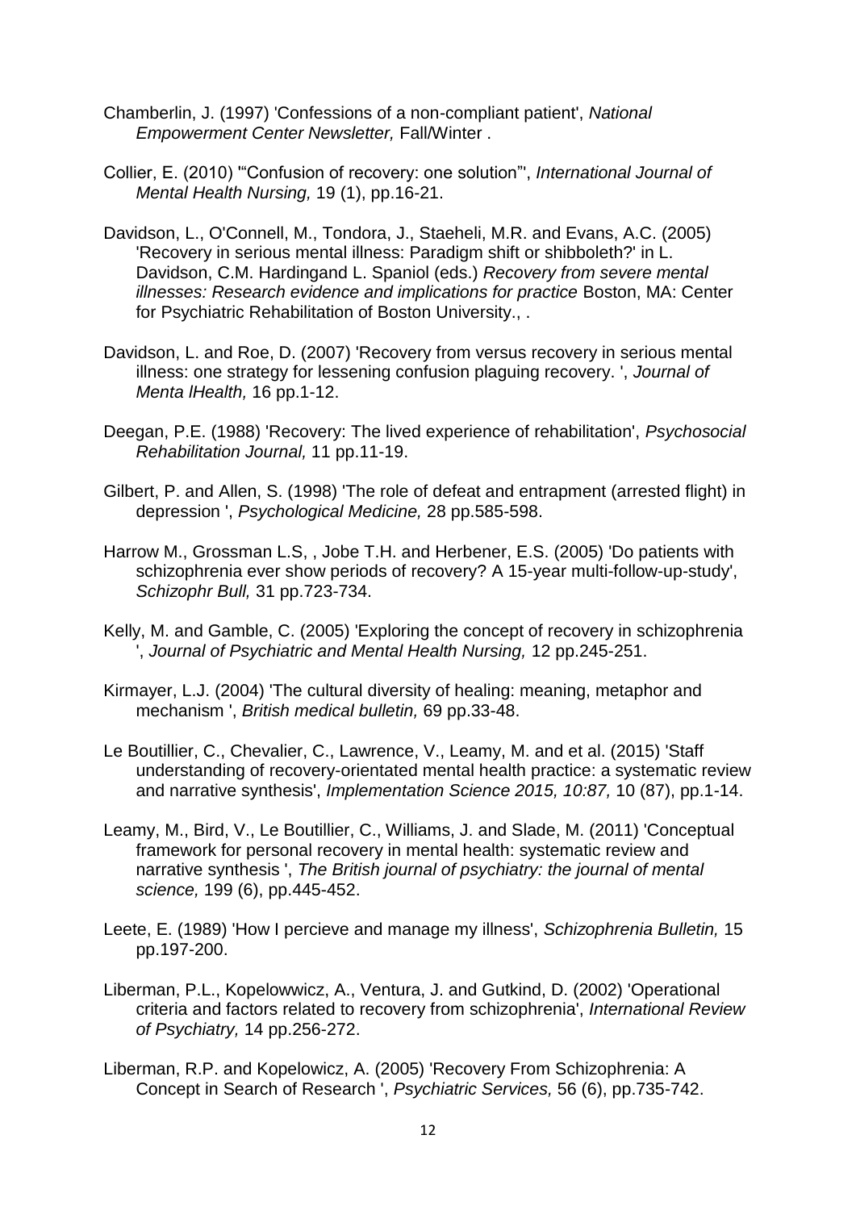Chamberlin, J. (1997) 'Confessions of a non-compliant patient', *National Empowerment Center Newsletter,* Fall/Winter .

Collier, E. (2010) '"Confusion of recovery: one solution"', *International Journal of Mental Health Nursing,* 19 (1), pp.16-21.

Davidson, L., O'Connell, M., Tondora, J., Staeheli, M.R. and Evans, A.C. (2005) 'Recovery in serious mental illness: Paradigm shift or shibboleth?' in L. Davidson, C.M. Hardingand L. Spaniol (eds.) *Recovery from severe mental illnesses: Research evidence and implications for practice* Boston, MA: Center for Psychiatric Rehabilitation of Boston University., .

Davidson, L. and Roe, D. (2007) 'Recovery from versus recovery in serious mental illness: one strategy for lessening confusion plaguing recovery. ', *Journal of Menta lHealth,* 16 pp.1-12.

Deegan, P.E. (1988) 'Recovery: The lived experience of rehabilitation', *Psychosocial Rehabilitation Journal,* 11 pp.11-19.

Gilbert, P. and Allen, S. (1998) 'The role of defeat and entrapment (arrested flight) in depression ', *Psychological Medicine,* 28 pp.585-598.

Harrow M., Grossman L.S, , Jobe T.H. and Herbener, E.S. (2005) 'Do patients with schizophrenia ever show periods of recovery? A 15-year multi-follow-up-study', *Schizophr Bull,* 31 pp.723-734.

Kelly, M. and Gamble, C. (2005) 'Exploring the concept of recovery in schizophrenia ', *Journal of Psychiatric and Mental Health Nursing,* 12 pp.245-251.

Kirmayer, L.J. (2004) 'The cultural diversity of healing: meaning, metaphor and mechanism ', *British medical bulletin,* 69 pp.33-48.

Le Boutillier, C., Chevalier, C., Lawrence, V., Leamy, M. and et al. (2015) 'Staff understanding of recovery-orientated mental health practice: a systematic review and narrative synthesis', *Implementation Science 2015, 10:87,* 10 (87), pp.1-14.

Leamy, M., Bird, V., Le Boutillier, C., Williams, J. and Slade, M. (2011) 'Conceptual framework for personal recovery in mental health: systematic review and narrative synthesis ', *The British journal of psychiatry: the journal of mental science,* 199 (6), pp.445-452.

Leete, E. (1989) 'How I percieve and manage my illness', *Schizophrenia Bulletin,* 15 pp.197-200.

Liberman, P.L., Kopelowwicz, A., Ventura, J. and Gutkind, D. (2002) 'Operational criteria and factors related to recovery from schizophrenia', *International Review of Psychiatry,* 14 pp.256-272.

Liberman, R.P. and Kopelowicz, A. (2005) 'Recovery From Schizophrenia: A Concept in Search of Research ', *Psychiatric Services,* 56 (6), pp.735-742.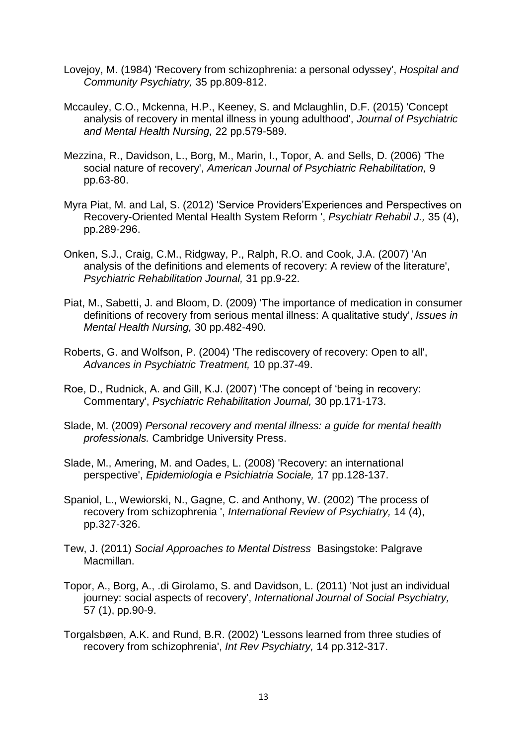Lovejoy, M. (1984) 'Recovery from schizophrenia: a personal odyssey', *Hospital and Community Psychiatry,* 35 pp.809-812.

Mccauley, C.O., Mckenna, H.P., Keeney, S. and Mclaughlin, D.F. (2015) 'Concept analysis of recovery in mental illness in young adulthood', *Journal of Psychiatric and Mental Health Nursing,* 22 pp.579-589.

Mezzina, R., Davidson, L., Borg, M., Marin, I., Topor, A. and Sells, D. (2006) 'The social nature of recovery', *American Journal of Psychiatric Rehabilitation,* 9 pp.63-80.

Myra Piat, M. and Lal, S. (2012) 'Service Providers'Experiences and Perspectives on Recovery-Oriented Mental Health System Reform ', *Psychiatr Rehabil J.,* 35 (4), pp.289-296.

Onken, S.J., Craig, C.M., Ridgway, P., Ralph, R.O. and Cook, J.A. (2007) 'An analysis of the definitions and elements of recovery: A review of the literature', *Psychiatric Rehabilitation Journal,* 31 pp.9-22.

Piat, M., Sabetti, J. and Bloom, D. (2009) 'The importance of medication in consumer definitions of recovery from serious mental illness: A qualitative study', *Issues in Mental Health Nursing,* 30 pp.482-490.

Roberts, G. and Wolfson, P. (2004) 'The rediscovery of recovery: Open to all', *Advances in Psychiatric Treatment,* 10 pp.37-49.

Roe, D., Rudnick, A. and Gill, K.J. (2007) 'The concept of 'being in recovery: Commentary', *Psychiatric Rehabilitation Journal,* 30 pp.171-173.

Slade, M. (2009) *Personal recovery and mental illness: a guide for mental health professionals.* Cambridge University Press.

Slade, M., Amering, M. and Oades, L. (2008) 'Recovery: an international perspective', *Epidemiologia e Psichiatria Sociale,* 17 pp.128-137.

Spaniol, L., Wewiorski, N., Gagne, C. and Anthony, W. (2002) 'The process of recovery from schizophrenia ', *International Review of Psychiatry,* 14 (4), pp.327-326.

Tew, J. (2011) *Social Approaches to Mental Distress* Basingstoke: Palgrave Macmillan.

Topor, A., Borg, A., .di Girolamo, S. and Davidson, L. (2011) 'Not just an individual journey: social aspects of recovery', *International Journal of Social Psychiatry,* 57 (1), pp.90-9.

Torgalsbøen, A.K. and Rund, B.R. (2002) 'Lessons learned from three studies of recovery from schizophrenia', *Int Rev Psychiatry,* 14 pp.312-317.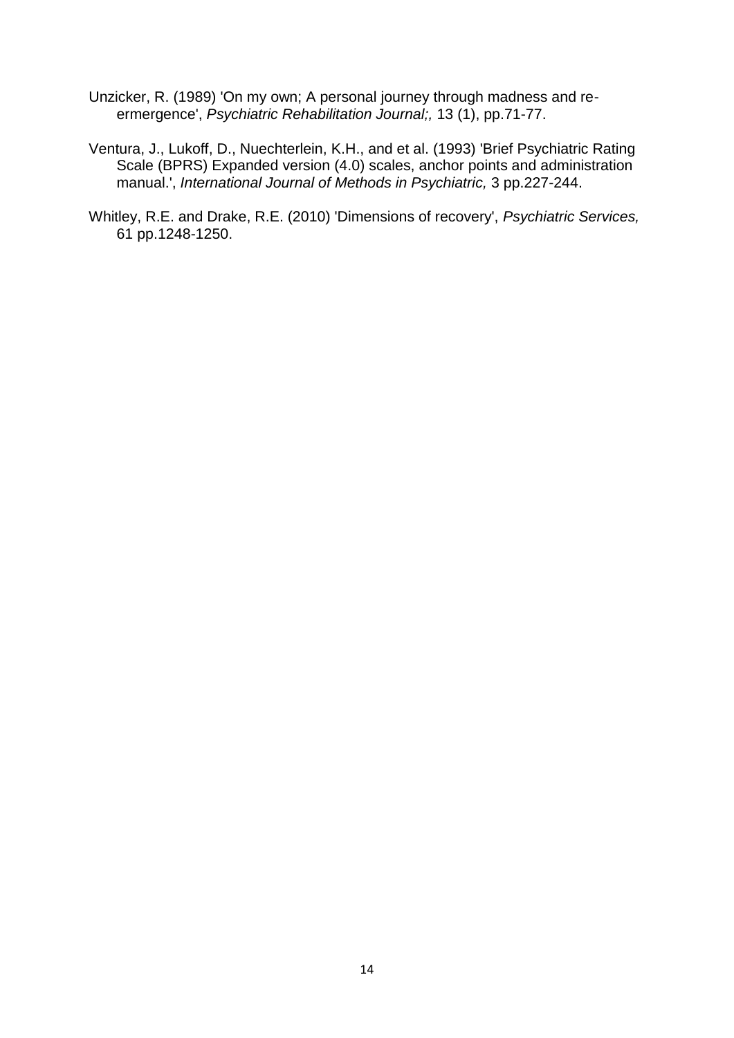Unzicker, R. (1989) 'On my own; A personal journey through madness and re-ermergence', *Psychiatric Rehabilitation Journal;,* 13 (1), pp.71-77.

Ventura, J., Lukoff, D., Nuechterlein, K.H., and et al. (1993) 'Brief Psychiatric Rating Scale (BPRS) Expanded version (4.0) scales, anchor points and administration manual.', *International Journal of Methods in Psychiatric,* 3 pp.227-244.

Whitley, R.E. and Drake, R.E. (2010) 'Dimensions of recovery', *Psychiatric Services,* 61 pp.1248-1250.